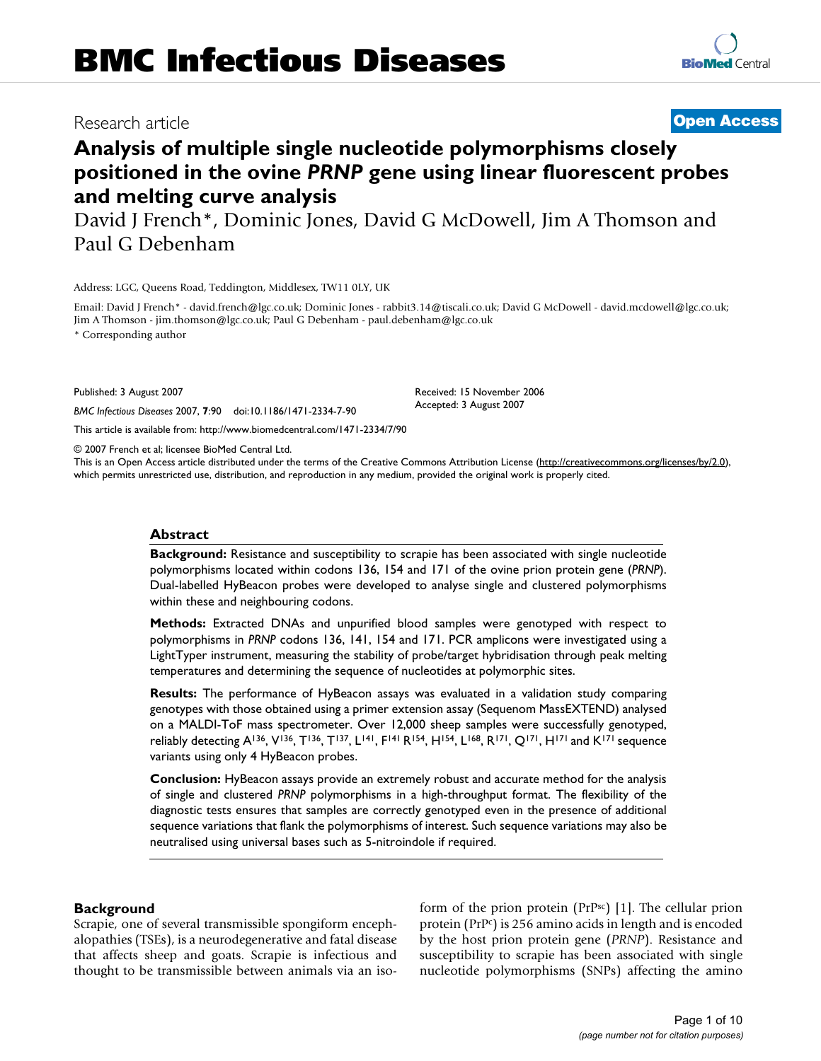# BMC Infectious Diseases

Research article

**Open Access**

# Analysis of multiple single nucleotide polymorphisms closely positioned in the ovine *PRNP* gene using linear fluorescent probes and melting curve analysis

David J French*, Dominic Jones, David G McDowell, Jim A Thomson and Paul G Debenham

Address: LGC, Queens Road, Teddington, Middlesex, TW11 0LY, UK

Email: David J French* - david.french@lgc.co.uk; Dominic Jones - rabbit3.14@tiscali.co.uk; David G McDowell - david.mcdowell@lgc.co.uk; Jim A Thomson - jim.thomson@lgc.co.uk; Paul G Debenham - paul.debenham@lgc.co.uk

\* Corresponding author

Published: 3 August 2007

*BMC Infectious Diseases* 2007, **7**:90 doi:10.1186/1471-2334-7-90

Received: 15 November 2006

Accepted: 3 August 2007

This article is available from: http://www.biomedcentral.com/1471-2334/7/90

© 2007 French et al; licensee BioMed Central Ltd.

This is an Open Access article distributed under the terms of the Creative Commons Attribution License (http://creativecommons.org/licenses/by/2.0), which permits unrestricted use, distribution, and reproduction in any medium, provided the original work is properly cited.

## Abstract

**Background:** Resistance and susceptibility to scrapie has been associated with single nucleotide polymorphisms located within codons 136, 154 and 171 of the ovine prion protein gene (*PRNP*). Dual-labelled HyBeacon probes were developed to analyse single and clustered polymorphisms within these and neighbouring codons.

**Methods:** Extracted DNAs and unpurified blood samples were genotyped with respect to polymorphisms in *PRNP* codons 136, 141, 154 and 171. PCR amplicons were investigated using a LightTyper instrument, measuring the stability of probe/target hybridisation through peak melting temperatures and determining the sequence of nucleotides at polymorphic sites.

**Results:** The performance of HyBeacon assays was evaluated in a validation study comparing genotypes with those obtained using a primer extension assay (Sequenom MassEXTEND) analysed on a MALDI-ToF mass spectrometer. Over 12,000 sheep samples were successfully genotyped, reliably detecting $A^{136}$, $V^{136}$, $T^{136}$, $T^{137}$, $L^{141}$, $F^{141}$ $R^{154}$, $H^{154}$, $L^{168}$, $R^{171}$, $Q^{171}$, $H^{171}$ and $K^{171}$ sequence variants using only 4 HyBeacon probes.

**Conclusion:** HyBeacon assays provide an extremely robust and accurate method for the analysis of single and clustered *PRNP* polymorphisms in a high-throughput format. The flexibility of the diagnostic tests ensures that samples are correctly genotyped even in the presence of additional sequence variations that flank the polymorphisms of interest. Such sequence variations may also be neutralised using universal bases such as 5-nitroindole if required.

## Background

Scrapie, one of several transmissible spongiform encephalopathies (TSEs), is a neurodegenerative and fatal disease that affects sheep and goats. Scrapie is infectious and thought to be transmissible between animals via an isoform of the prion protein ($PrP^{sc}$) [1]. The cellular prion protein ($PrP^{c}$) is 256 amino acids in length and is encoded by the host prion protein gene (*PRNP*). Resistance and susceptibility to scrapie has been associated with single nucleotide polymorphisms (SNPs) affecting the amino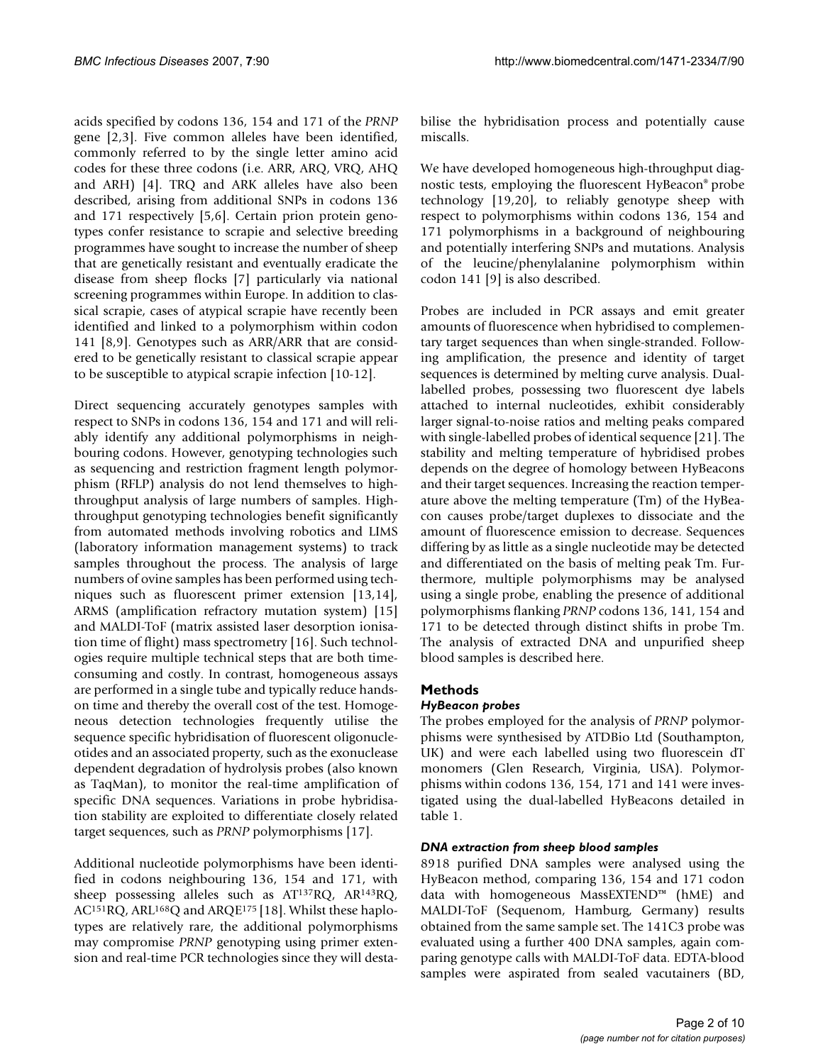acids specified by codons 136, 154 and 171 of the *PRNP* gene [2,3]. Five common alleles have been identified, commonly referred to by the single letter amino acid codes for these three codons (i.e. ARR, ARQ, VRQ, AHQ and ARH) [4]. TRQ and ARK alleles have also been described, arising from additional SNPs in codons 136 and 171 respectively [5,6]. Certain prion protein genotypes confer resistance to scrapie and selective breeding programmes have sought to increase the number of sheep that are genetically resistant and eventually eradicate the disease from sheep flocks [7] particularly via national screening programmes within Europe. In addition to classical scrapie, cases of atypical scrapie have recently been identified and linked to a polymorphism within codon 141 [8,9]. Genotypes such as ARR/ARR that are considered to be genetically resistant to classical scrapie appear to be susceptible to atypical scrapie infection [10-12].

Direct sequencing accurately genotypes samples with respect to SNPs in codons 136, 154 and 171 and will reliably identify any additional polymorphisms in neighbouring codons. However, genotyping technologies such as sequencing and restriction fragment length polymorphism (RFLP) analysis do not lend themselves to high-throughput analysis of large numbers of samples. High-throughput genotyping technologies benefit significantly from automated methods involving robotics and LIMS (laboratory information management systems) to track samples throughout the process. The analysis of large numbers of ovine samples has been performed using techniques such as fluorescent primer extension [13,14], ARMS (amplification refractory mutation system) [15] and MALDI-ToF (matrix assisted laser desorption ionisation time of flight) mass spectrometry [16]. Such technologies require multiple technical steps that are both time-consuming and costly. In contrast, homogeneous assays are performed in a single tube and typically reduce hands-on time and thereby the overall cost of the test. Homogeneous detection technologies frequently utilise the sequence specific hybridisation of fluorescent oligonucleotides and an associated property, such as the exonuclease dependent degradation of hydrolysis probes (also known as TaqMan), to monitor the real-time amplification of specific DNA sequences. Variations in probe hybridisation stability are exploited to differentiate closely related target sequences, such as *PRNP* polymorphisms [17].

Additional nucleotide polymorphisms have been identified in codons neighbouring 136, 154 and 171, with sheep possessing alleles such as AT[137]RQ, AR[143]RQ, AC[151]RQ, ARL[168]Q and ARQE[175] [18]. Whilst these haplotypes are relatively rare, the additional polymorphisms may compromise *PRNP* genotyping using primer extension and real-time PCR technologies since they will destabilise the hybridisation process and potentially cause miscalls.

We have developed homogeneous high-throughput diagnostic tests, employing the fluorescent HyBeacon® probe technology [19,20], to reliably genotype sheep with respect to polymorphisms within codons 136, 154 and 171 polymorphisms in a background of neighbouring and potentially interfering SNPs and mutations. Analysis of the leucine/phenylalanine polymorphism within codon 141 [9] is also described.

Probes are included in PCR assays and emit greater amounts of fluorescence when hybridised to complementary target sequences than when single-stranded. Following amplification, the presence and identity of target sequences is determined by melting curve analysis. Dual-labelled probes, possessing two fluorescent dye labels attached to internal nucleotides, exhibit considerably larger signal-to-noise ratios and melting peaks compared with single-labelled probes of identical sequence [21]. The stability and melting temperature of hybridised probes depends on the degree of homology between HyBeacons and their target sequences. Increasing the reaction temperature above the melting temperature (Tm) of the HyBeacon causes probe/target duplexes to dissociate and the amount of fluorescence emission to decrease. Sequences differing by as little as a single nucleotide may be detected and differentiated on the basis of melting peak Tm. Furthermore, multiple polymorphisms may be analysed using a single probe, enabling the presence of additional polymorphisms flanking *PRNP* codons 136, 141, 154 and 171 to be detected through distinct shifts in probe Tm. The analysis of extracted DNA and unpurified sheep blood samples is described here.

## Methods

### *HyBeacon probes*

The probes employed for the analysis of *PRNP* polymorphisms were synthesised by ATDBio Ltd (Southampton, UK) and were each labelled using two fluorescein dT monomers (Glen Research, Virginia, USA). Polymorphisms within codons 136, 154, 171 and 141 were investigated using the dual-labelled HyBeacons detailed in table 1.

### *DNA extraction from sheep blood samples*

8918 purified DNA samples were analysed using the HyBeacon method, comparing 136, 154 and 171 codon data with homogeneous MassEXTEND™ (hME) and MALDI-ToF (Sequenom, Hamburg, Germany) results obtained from the same sample set. The 141C3 probe was evaluated using a further 400 DNA samples, again comparing genotype calls with MALDI-ToF data. EDTA-blood samples were aspirated from sealed vacutainers (BD,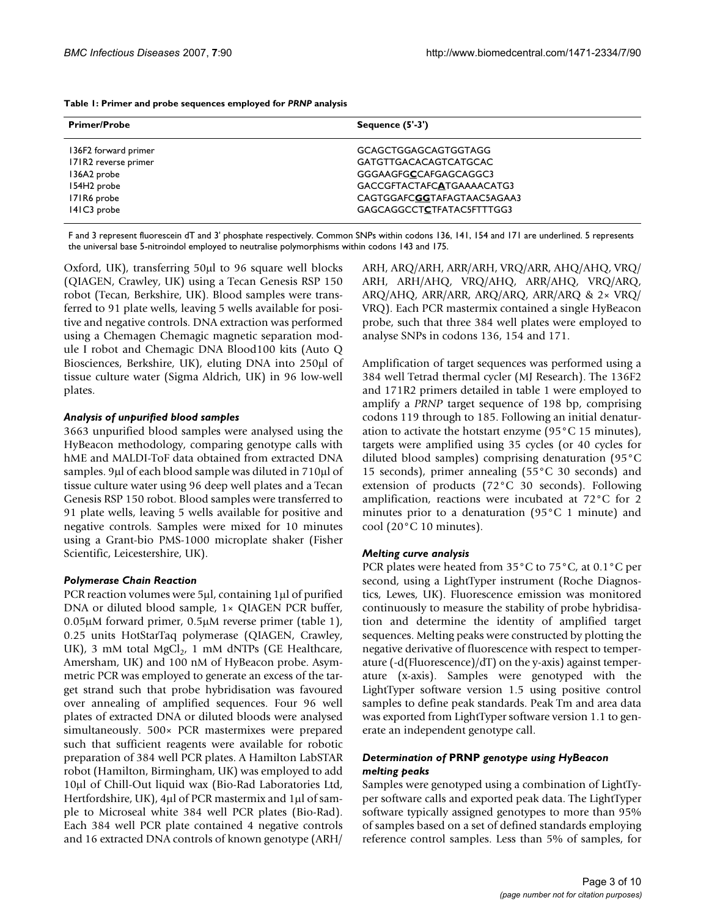**Table 1: Primer and probe sequences employed for *PRNP* analysis**

| Primer/Probe | Sequence (5'-3') |
| --- | --- |
| 136F2 forward primer | GCAGCTGGAGCAGTGGTAGG |
| 171R2 reverse primer | GATGTTGACACAGTCATGCAC |
| 136A2 probe | GGGAAGFG**<u>C</u>**CAFGAGCAGGC3 |
| 154H2 probe | GACCGFTACTAFC**<u>A</u>**TGAAAACATG3 |
| 171R6 probe | CAGTGGAFC**<u>GG</u>**TAFAGTAAC5AGAA3 |
| 141C3 probe | GAGCAGGCCT**<u>C</u>**TFATAC5FTTTGG3 |

F and 3 represent fluorescein dT and 3' phosphate respectively. Common SNPs within codons 136, 141, 154 and 171 are underlined. 5 represents the universal base 5-nitroindol employed to neutralise polymorphisms within codons 143 and 175.

Oxford, UK), transferring 50μl to 96 square well blocks (QIAGEN, Crawley, UK) using a Tecan Genesis RSP 150 robot (Tecan, Berkshire, UK). Blood samples were transferred to 91 plate wells, leaving 5 wells available for positive and negative controls. DNA extraction was performed using a Chemagen Chemagic magnetic separation module I robot and Chemagic DNA Blood100 kits (Auto Q Biosciences, Berkshire, UK), eluting DNA into 250μl of tissue culture water (Sigma Aldrich, UK) in 96 low-well plates.

### *Analysis of unpurified blood samples*

3663 unpurified blood samples were analysed using the HyBeacon methodology, comparing genotype calls with hME and MALDI-ToF data obtained from extracted DNA samples. 9μl of each blood sample was diluted in 710μl of tissue culture water using 96 deep well plates and a Tecan Genesis RSP 150 robot. Blood samples were transferred to 91 plate wells, leaving 5 wells available for positive and negative controls. Samples were mixed for 10 minutes using a Grant-bio PMS-1000 microplate shaker (Fisher Scientific, Leicestershire, UK).

### *Polymerase Chain Reaction*

PCR reaction volumes were 5μl, containing 1μl of purified DNA or diluted blood sample, 1× QIAGEN PCR buffer, 0.05μM forward primer, 0.5μM reverse primer (table 1), 0.25 units HotStarTaq polymerase (QIAGEN, Crawley, UK), 3 mM total $MgCl_2$, 1 mM dNTPs (GE Healthcare, Amersham, UK) and 100 nM of HyBeacon probe. Asymmetric PCR was employed to generate an excess of the target strand such that probe hybridisation was favoured over annealing of amplified sequences. Four 96 well plates of extracted DNA or diluted bloods were analysed simultaneously. 500× PCR mastermixes were prepared such that sufficient reagents were available for robotic preparation of 384 well PCR plates. A Hamilton LabSTAR robot (Hamilton, Birmingham, UK) was employed to add 10μl of Chill-Out liquid wax (Bio-Rad Laboratories Ltd, Hertfordshire, UK), 4μl of PCR mastermix and 1μl of sample to Microseal white 384 well PCR plates (Bio-Rad). Each 384 well PCR plate contained 4 negative controls and 16 extracted DNA controls of known genotype (ARH/ARH, ARQ/ARH, ARR/ARH, VRQ/ARR, AHQ/AHQ, VRQ/ARH, ARH/AHQ, VRQ/AHQ, ARR/AHQ, VRQ/ARQ, ARQ/AHQ, ARR/ARR, ARQ/ARQ, ARR/ARQ & 2× VRQ/VRQ). Each PCR mastermix contained a single HyBeacon probe, such that three 384 well plates were employed to analyse SNPs in codons 136, 154 and 171.

Amplification of target sequences was performed using a 384 well Tetrad thermal cycler (MJ Research). The 136F2 and 171R2 primers detailed in table 1 were employed to amplify a *PRNP* target sequence of 198 bp, comprising codons 119 through to 185. Following an initial denaturation to activate the hotstart enzyme (95°C 15 minutes), targets were amplified using 35 cycles (or 40 cycles for diluted blood samples) comprising denaturation (95°C 15 seconds), primer annealing (55°C 30 seconds) and extension of products (72°C 30 seconds). Following amplification, reactions were incubated at 72°C for 2 minutes prior to a denaturation (95°C 1 minute) and cool (20°C 10 minutes).

### *Melting curve analysis*

PCR plates were heated from 35°C to 75°C, at 0.1°C per second, using a LightTyper instrument (Roche Diagnostics, Lewes, UK). Fluorescence emission was monitored continuously to measure the stability of probe hybridisation and determine the identity of amplified target sequences. Melting peaks were constructed by plotting the negative derivative of fluorescence with respect to temperature (-d(Fluorescence)/dT) on the y-axis) against temperature (x-axis). Samples were genotyped with the LightTyper software version 1.5 using positive control samples to define peak standards. Peak Tm and area data was exported from LightTyper software version 1.1 to generate an independent genotype call.

### *Determination of* **PRNP** *genotype using HyBeacon melting peaks*

Samples were genotyped using a combination of LightTyper software calls and exported peak data. The LightTyper software typically assigned genotypes to more than 95% of samples based on a set of defined standards employing reference control samples. Less than 5% of samples, for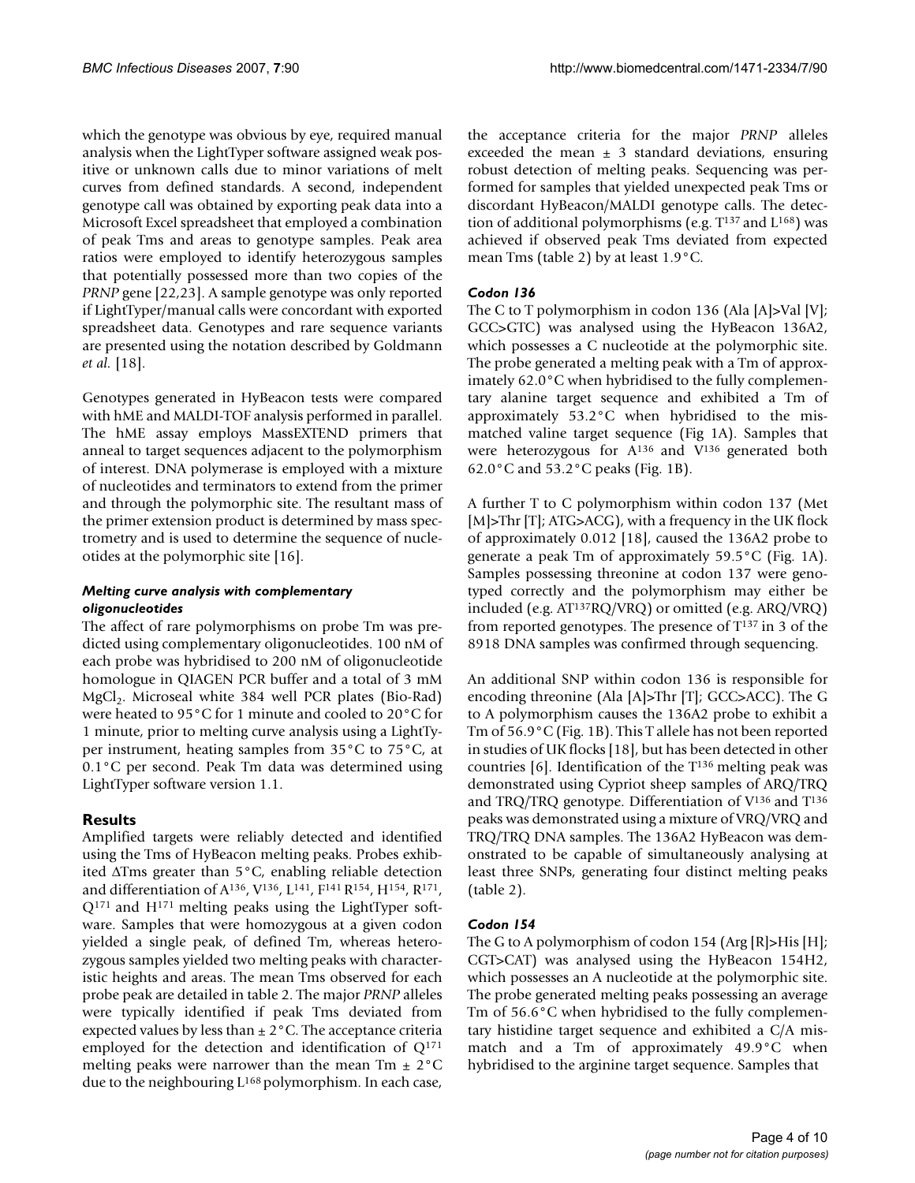which the genotype was obvious by eye, required manual analysis when the LightTyper software assigned weak positive or unknown calls due to minor variations of melt curves from defined standards. A second, independent genotype call was obtained by exporting peak data into a Microsoft Excel spreadsheet that employed a combination of peak Tms and areas to genotype samples. Peak area ratios were employed to identify heterozygous samples that potentially possessed more than two copies of the *PRNP* gene [22,23]. A sample genotype was only reported if LightTyper/manual calls were concordant with exported spreadsheet data. Genotypes and rare sequence variants are presented using the notation described by Goldmann *et al.* [18].

Genotypes generated in HyBeacon tests were compared with hME and MALDI-TOF analysis performed in parallel. The hME assay employs MassEXTEND primers that anneal to target sequences adjacent to the polymorphism of interest. DNA polymerase is employed with a mixture of nucleotides and terminators to extend from the primer and through the polymorphic site. The resultant mass of the primer extension product is determined by mass spectrometry and is used to determine the sequence of nucleotides at the polymorphic site [16].

### *Melting curve analysis with complementary oligonucleotides*

The affect of rare polymorphisms on probe Tm was predicted using complementary oligonucleotides. 100 nM of each probe was hybridised to 200 nM of oligonucleotide homologue in QIAGEN PCR buffer and a total of 3 mM $MgCl_2$. Microseal white 384 well PCR plates (Bio-Rad) were heated to 95°C for 1 minute and cooled to 20°C for 1 minute, prior to melting curve analysis using a LightTyper instrument, heating samples from 35°C to 75°C, at 0.1°C per second. Peak Tm data was determined using LightTyper software version 1.1.

## Results

Amplified targets were reliably detected and identified using the Tms of HyBeacon melting peaks. Probes exhibited ΔTms greater than 5°C, enabling reliable detection and differentiation of $A^{136}$, $V^{136}$, $L^{141}$, $F^{141}$ $R^{154}$, $H^{154}$, $R^{171}$, $Q^{171}$ and $H^{171}$ melting peaks using the LightTyper software. Samples that were homozygous at a given codon yielded a single peak, of defined Tm, whereas heterozygous samples yielded two melting peaks with characteristic heights and areas. The mean Tms observed for each probe peak are detailed in table 2. The major *PRNP* alleles were typically identified if peak Tms deviated from expected values by less than ± 2°C. The acceptance criteria employed for the detection and identification of $Q^{171}$ melting peaks were narrower than the mean Tm ± 2°C due to the neighbouring $L^{168}$ polymorphism. In each case, the acceptance criteria for the major *PRNP* alleles exceeded the mean ± 3 standard deviations, ensuring robust detection of melting peaks. Sequencing was performed for samples that yielded unexpected peak Tms or discordant HyBeacon/MALDI genotype calls. The detection of additional polymorphisms (e.g. $T^{137}$ and $L^{168}$) was achieved if observed peak Tms deviated from expected mean Tms (table 2) by at least 1.9°C.

### *Codon 136*

The C to T polymorphism in codon 136 (Ala [A]>Val [V]; GCC>GTC) was analysed using the HyBeacon 136A2, which possesses a C nucleotide at the polymorphic site. The probe generated a melting peak with a Tm of approximately 62.0°C when hybridised to the fully complementary alanine target sequence and exhibited a Tm of approximately 53.2°C when hybridised to the mismatched valine target sequence (Fig 1A). Samples that were heterozygous for $A^{136}$ and $V^{136}$ generated both 62.0°C and 53.2°C peaks (Fig. 1B).

A further T to C polymorphism within codon 137 (Met [M]>Thr [T]; ATG>ACG), with a frequency in the UK flock of approximately 0.012 [18], caused the 136A2 probe to generate a peak Tm of approximately 59.5°C (Fig. 1A). Samples possessing threonine at codon 137 were genotyped correctly and the polymorphism may either be included (e.g. $AT^{137}RQ$/VRQ) or omitted (e.g. ARQ/VRQ) from reported genotypes. The presence of $T^{137}$ in 3 of the 8918 DNA samples was confirmed through sequencing.

An additional SNP within codon 136 is responsible for encoding threonine (Ala [A]>Thr [T]; GCC>ACC). The G to A polymorphism causes the 136A2 probe to exhibit a Tm of 56.9°C (Fig. 1B). This T allele has not been reported in studies of UK flocks [18], but has been detected in other countries [6]. Identification of the $T^{136}$ melting peak was demonstrated using Cypriot sheep samples of ARQ/TRQ and TRQ/TRQ genotype. Differentiation of $V^{136}$ and $T^{136}$ peaks was demonstrated using a mixture of VRQ/VRQ and TRQ/TRQ DNA samples. The 136A2 HyBeacon was demonstrated to be capable of simultaneously analysing at least three SNPs, generating four distinct melting peaks (table 2).

### *Codon 154*

The G to A polymorphism of codon 154 (Arg [R]>His [H]; CGT>CAT) was analysed using the HyBeacon 154H2, which possesses an A nucleotide at the polymorphic site. The probe generated melting peaks possessing an average Tm of 56.6°C when hybridised to the fully complementary histidine target sequence and exhibited a C/A mismatch and a Tm of approximately 49.9°C when hybridised to the arginine target sequence. Samples that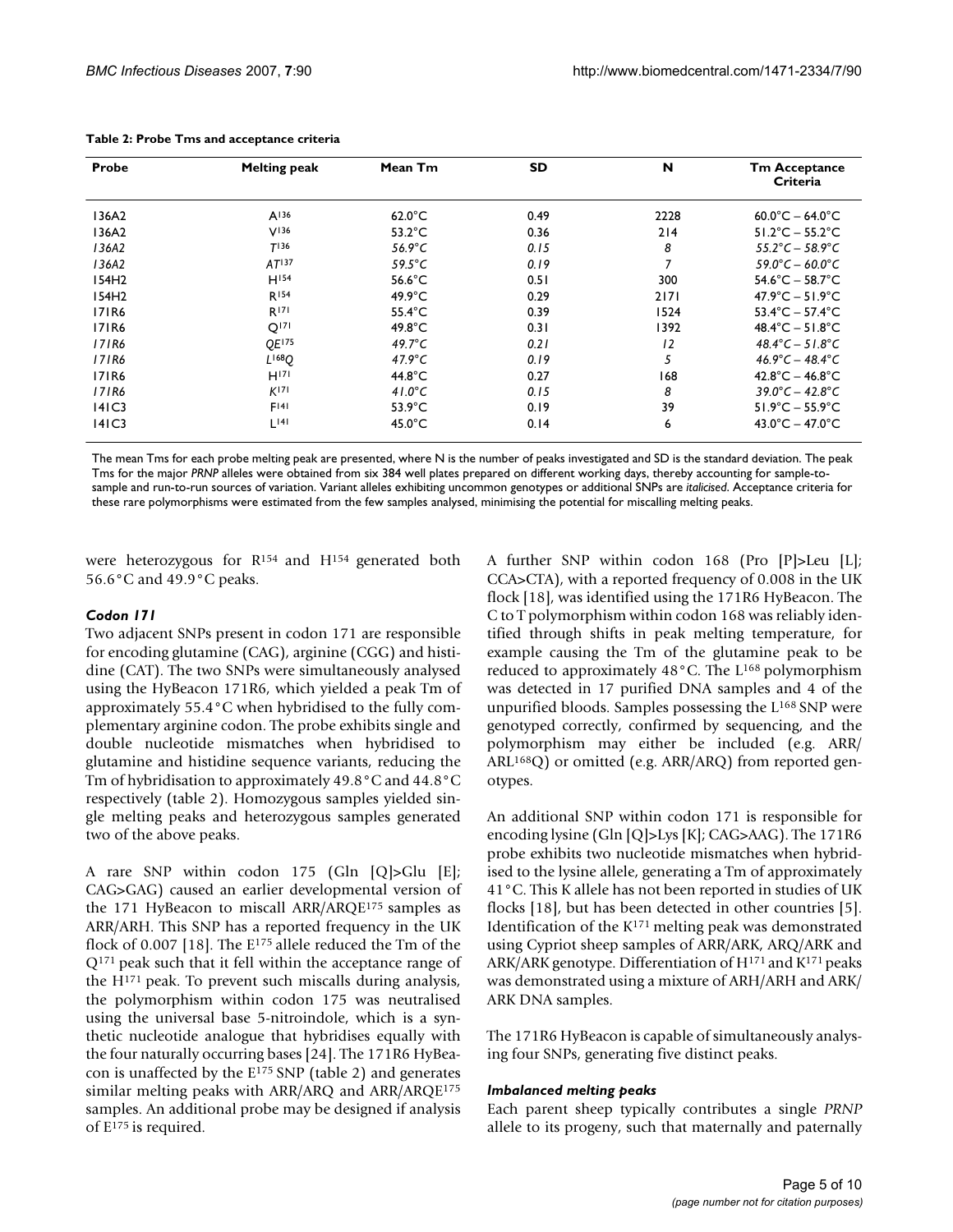**Table 2: Probe Tms and acceptance criteria**

| Probe | Melting peak | Mean Tm | SD | N | Tm Acceptance Criteria |
|---|---|---|---|---|---|
| 136A2 | $A^{136}$ | 62.0°C | 0.49 | 2228 | 60.0°C – 64.0°C |
| 136A2 | $V^{136}$ | 53.2°C | 0.36 | 214 | 51.2°C – 55.2°C |
| *136A2* | *$T^{136}$* | *56.9°C* | *0.15* | *8* | *55.2°C – 58.9°C* |
| *136A2* | *$AT^{137}$* | *59.5°C* | *0.19* | *7* | *59.0°C – 60.0°C* |
| 154H2 | $H^{154}$ | 56.6°C | 0.51 | 300 | 54.6°C – 58.7°C |
| 154H2 | $R^{154}$ | 49.9°C | 0.29 | 2171 | 47.9°C – 51.9°C |
| 171R6 | $R^{171}$ | 55.4°C | 0.39 | 1524 | 53.4°C – 57.4°C |
| 171R6 | $Q^{171}$ | 49.8°C | 0.31 | 1392 | 48.4°C – 51.8°C |
| *171R6* | *$QE^{175}$* | *49.7°C* | *0.21* | *12* | *48.4°C – 51.8°C* |
| *171R6* | *$L^{168}Q$* | *47.9°C* | *0.19* | *5* | *46.9°C – 48.4°C* |
| 171R6 | $H^{171}$ | 44.8°C | 0.27 | 168 | 42.8°C – 46.8°C |
| *171R6* | *$K^{171}$* | *41.0°C* | *0.15* | *8* | *39.0°C – 42.8°C* |
| 141C3 | $F^{141}$ | 53.9°C | 0.19 | 39 | 51.9°C – 55.9°C |
| 141C3 | $L^{141}$ | 45.0°C | 0.14 | 6 | 43.0°C – 47.0°C |

The mean Tms for each probe melting peak are presented, where N is the number of peaks investigated and SD is the standard deviation. The peak Tms for the major *PRNP* alleles were obtained from six 384 well plates prepared on different working days, thereby accounting for sample-to-sample and run-to-run sources of variation. Variant alleles exhibiting uncommon genotypes or additional SNPs are *italicised*. Acceptance criteria for these rare polymorphisms were estimated from the few samples analysed, minimising the potential for miscalling melting peaks.

were heterozygous for $R^{154}$ and $H^{154}$ generated both 56.6°C and 49.9°C peaks.

### *Codon 171*

Two adjacent SNPs present in codon 171 are responsible for encoding glutamine (CAG), arginine (CGG) and histidine (CAT). The two SNPs were simultaneously analysed using the HyBeacon 171R6, which yielded a peak Tm of approximately 55.4°C when hybridised to the fully complementary arginine codon. The probe exhibits single and double nucleotide mismatches when hybridised to glutamine and histidine sequence variants, reducing the Tm of hybridisation to approximately 49.8°C and 44.8°C respectively (table 2). Homozygous samples yielded single melting peaks and heterozygous samples generated two of the above peaks.

A rare SNP within codon 175 (Gln [Q]>Glu [E]; CAG>GAG) caused an earlier developmental version of the 171 HyBeacon to miscall ARR/ARQ$E^{175}$ samples as ARR/ARH. This SNP has a reported frequency in the UK flock of 0.007 [18]. The $E^{175}$ allele reduced the Tm of the $Q^{171}$ peak such that it fell within the acceptance range of the $H^{171}$ peak. To prevent such miscalls during analysis, the polymorphism within codon 175 was neutralised using the universal base 5-nitroindole, which is a synthetic nucleotide analogue that hybridises equally with the four naturally occurring bases [24]. The 171R6 HyBeacon is unaffected by the $E^{175}$ SNP (table 2) and generates similar melting peaks with ARR/ARQ and ARR/ARQ$E^{175}$ samples. An additional probe may be designed if analysis of $E^{175}$ is required.

A further SNP within codon 168 (Pro [P]>Leu [L]; CCA>CTA), with a reported frequency of 0.008 in the UK flock [18], was identified using the 171R6 HyBeacon. The C to T polymorphism within codon 168 was reliably identified through shifts in peak melting temperature, for example causing the Tm of the glutamine peak to be reduced to approximately 48°C. The $L^{168}$ polymorphism was detected in 17 purified DNA samples and 4 of the unpurified bloods. Samples possessing the $L^{168}$ SNP were genotyped correctly, confirmed by sequencing, and the polymorphism may either be included (e.g. ARR/AR$L^{168}$Q) or omitted (e.g. ARR/ARQ) from reported genotypes.

An additional SNP within codon 171 is responsible for encoding lysine (Gln [Q]>Lys [K]; CAG>AAG). The 171R6 probe exhibits two nucleotide mismatches when hybridised to the lysine allele, generating a Tm of approximately 41°C. This K allele has not been reported in studies of UK flocks [18], but has been detected in other countries [5]. Identification of the $K^{171}$ melting peak was demonstrated using Cypriot sheep samples of ARR/ARK, ARQ/ARK and ARK/ARK genotype. Differentiation of $H^{171}$ and $K^{171}$ peaks was demonstrated using a mixture of ARH/ARH and ARK/ARK DNA samples.

The 171R6 HyBeacon is capable of simultaneously analysing four SNPs, generating five distinct peaks.

### *Imbalanced melting peaks*

Each parent sheep typically contributes a single *PRNP* allele to its progeny, such that maternally and paternally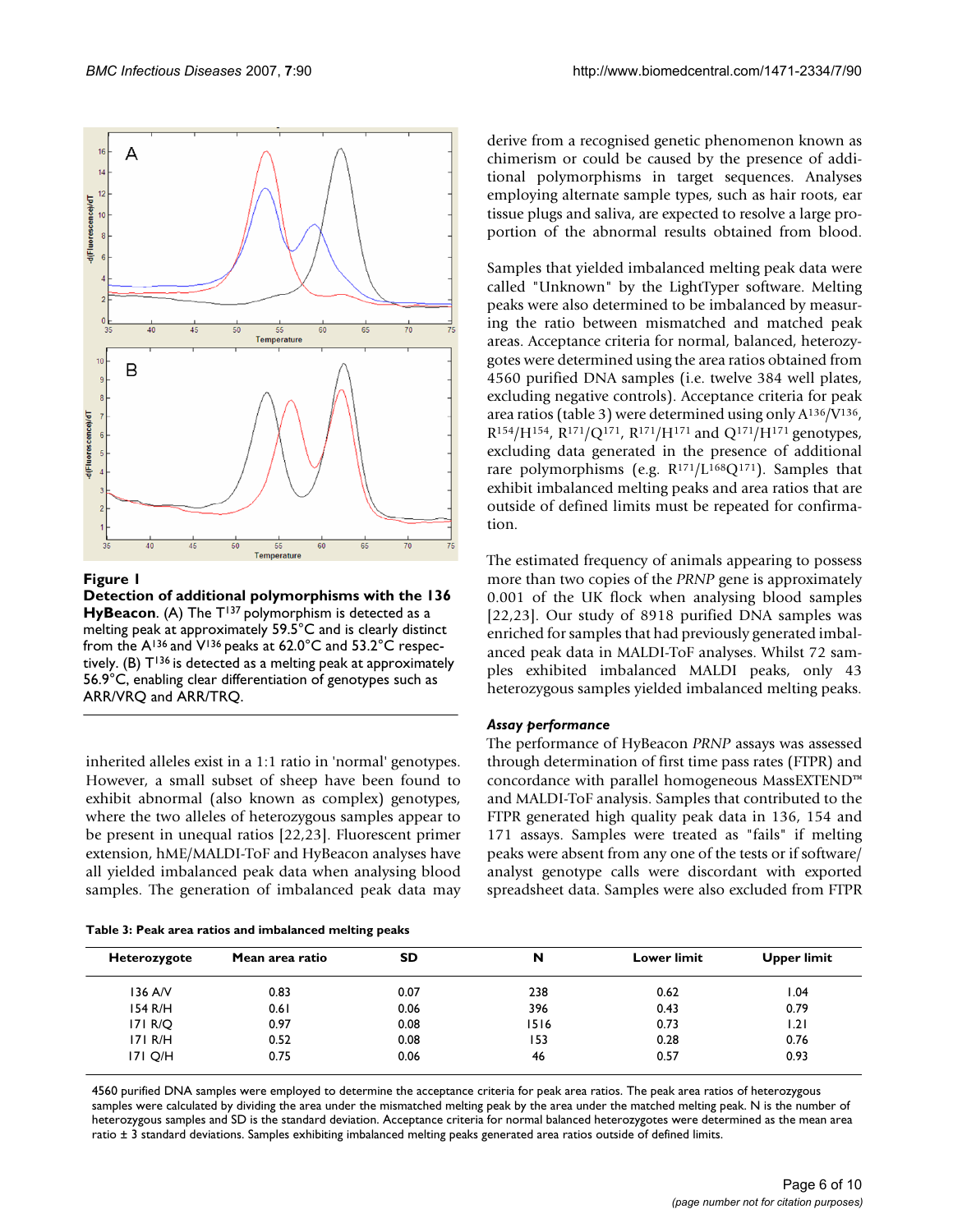**Figure 1**

**Detection of additional polymorphisms with the 136 HyBeacon**. (A) The $T^{137}$ polymorphism is detected as a melting peak at approximately 59.5°C and is clearly distinct from the $A^{136}$ and $V^{136}$ peaks at 62.0°C and 53.2°C respectively. (B) $T^{136}$ is detected as a melting peak at approximately 56.9°C, enabling clear differentiation of genotypes such as ARR/VRQ and ARR/TRQ.

inherited alleles exist in a 1:1 ratio in 'normal' genotypes. However, a small subset of sheep have been found to exhibit abnormal (also known as complex) genotypes, where the two alleles of heterozygous samples appear to be present in unequal ratios [22,23]. Fluorescent primer extension, hME/MALDI-ToF and HyBeacon analyses have all yielded imbalanced peak data when analysing blood samples. The generation of imbalanced peak data may derive from a recognised genetic phenomenon known as chimerism or could be caused by the presence of additional polymorphisms in target sequences. Analyses employing alternate sample types, such as hair roots, ear tissue plugs and saliva, are expected to resolve a large proportion of the abnormal results obtained from blood.

Samples that yielded imbalanced melting peak data were called "Unknown" by the LightTyper software. Melting peaks were also determined to be imbalanced by measuring the ratio between mismatched and matched peak areas. Acceptance criteria for normal, balanced, heterozygotes were determined using the area ratios obtained from 4560 purified DNA samples (i.e. twelve 384 well plates, excluding negative controls). Acceptance criteria for peak area ratios (table 3) were determined using only $A^{136}/V^{136}$, $R^{154}/H^{154}$, $R^{171}/Q^{171}$, $R^{171}/H^{171}$ and $Q^{171}/H^{171}$ genotypes, excluding data generated in the presence of additional rare polymorphisms (e.g. $R^{171}/L^{168}Q^{171}$). Samples that exhibit imbalanced melting peaks and area ratios that are outside of defined limits must be repeated for confirmation.

The estimated frequency of animals appearing to possess more than two copies of the *PRNP* gene is approximately 0.001 of the UK flock when analysing blood samples [22,23]. Our study of 8918 purified DNA samples was enriched for samples that had previously generated imbalanced peak data in MALDI-ToF analyses. Whilst 72 samples exhibited imbalanced MALDI peaks, only 43 heterozygous samples yielded imbalanced melting peaks.

### *Assay performance*

The performance of HyBeacon *PRNP* assays was assessed through determination of first time pass rates (FTPR) and concordance with parallel homogeneous MassEXTEND™ and MALDI-ToF analysis. Samples that contributed to the FTPR generated high quality peak data in 136, 154 and 171 assays. Samples were treated as "fails" if melting peaks were absent from any one of the tests or if software/analyst genotype calls were discordant with exported spreadsheet data. Samples were also excluded from FTPR

**Table 3: Peak area ratios and imbalanced melting peaks**

| Heterozygote | Mean area ratio | SD | N | Lower limit | Upper limit |
|---|---|---|---|---|---|
| 136 A/V | 0.83 | 0.07 | 238 | 0.62 | 1.04 |
| 154 R/H | 0.61 | 0.06 | 396 | 0.43 | 0.79 |
| 171 R/Q | 0.97 | 0.08 | 1516 | 0.73 | 1.21 |
| 171 R/H | 0.52 | 0.08 | 153 | 0.28 | 0.76 |
| 171 Q/H | 0.75 | 0.06 | 46 | 0.57 | 0.93 |

4560 purified DNA samples were employed to determine the acceptance criteria for peak area ratios. The peak area ratios of heterozygous samples were calculated by dividing the area under the mismatched melting peak by the area under the matched melting peak. N is the number of heterozygous samples and SD is the standard deviation. Acceptance criteria for normal balanced heterozygotes were determined as the mean area ratio ± 3 standard deviations. Samples exhibiting imbalanced melting peaks generated area ratios outside of defined limits.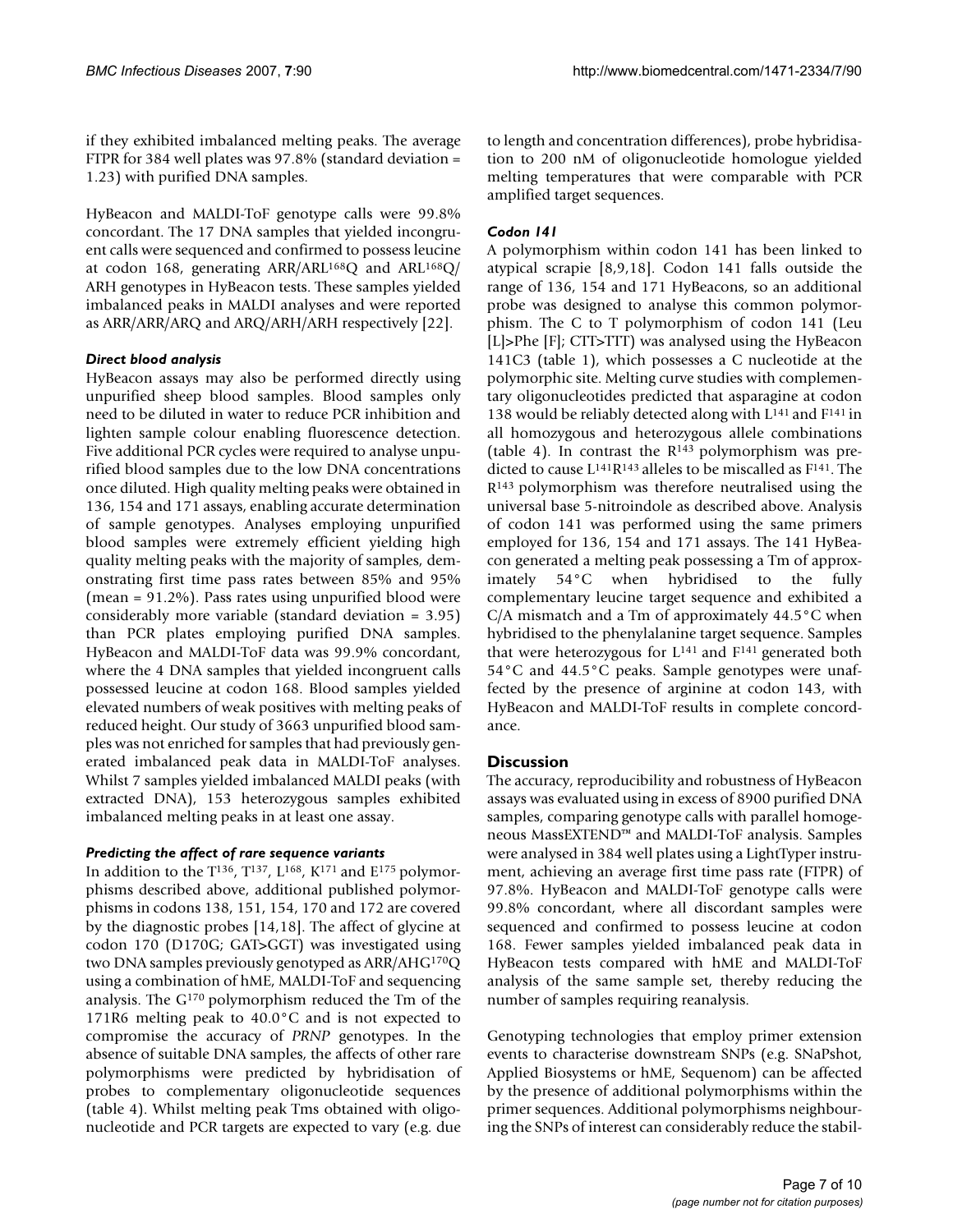if they exhibited imbalanced melting peaks. The average FTPR for 384 well plates was 97.8% (standard deviation = 1.23) with purified DNA samples.

HyBeacon and MALDI-ToF genotype calls were 99.8% concordant. The 17 DNA samples that yielded incongruent calls were sequenced and confirmed to possess leucine at codon 168, generating ARR/ARL$^{168}$Q and ARL$^{168}$Q/ARH genotypes in HyBeacon tests. These samples yielded imbalanced peaks in MALDI analyses and were reported as ARR/ARR/ARQ and ARQ/ARH/ARH respectively [22].

### *Direct blood analysis*

HyBeacon assays may also be performed directly using unpurified sheep blood samples. Blood samples only need to be diluted in water to reduce PCR inhibition and lighten sample colour enabling fluorescence detection. Five additional PCR cycles were required to analyse unpurified blood samples due to the low DNA concentrations once diluted. High quality melting peaks were obtained in 136, 154 and 171 assays, enabling accurate determination of sample genotypes. Analyses employing unpurified blood samples were extremely efficient yielding high quality melting peaks with the majority of samples, demonstrating first time pass rates between 85% and 95% (mean = 91.2%). Pass rates using unpurified blood were considerably more variable (standard deviation = 3.95) than PCR plates employing purified DNA samples. HyBeacon and MALDI-ToF data was 99.9% concordant, where the 4 DNA samples that yielded incongruent calls possessed leucine at codon 168. Blood samples yielded elevated numbers of weak positives with melting peaks of reduced height. Our study of 3663 unpurified blood samples was not enriched for samples that had previously generated imbalanced peak data in MALDI-ToF analyses. Whilst 7 samples yielded imbalanced MALDI peaks (with extracted DNA), 153 heterozygous samples exhibited imbalanced melting peaks in at least one assay.

### *Predicting the affect of rare sequence variants*

In addition to the T$^{136}$, T$^{137}$, L$^{168}$, K$^{171}$ and E$^{175}$ polymorphisms described above, additional published polymorphisms in codons 138, 151, 154, 170 and 172 are covered by the diagnostic probes [14,18]. The affect of glycine at codon 170 (D170G; GAT>GGT) was investigated using two DNA samples previously genotyped as ARR/AHG$^{170}$Q using a combination of hME, MALDI-ToF and sequencing analysis. The G$^{170}$ polymorphism reduced the Tm of the 171R6 melting peak to 40.0°C and is not expected to compromise the accuracy of *PRNP* genotypes. In the absence of suitable DNA samples, the affects of other rare polymorphisms were predicted by hybridisation of probes to complementary oligonucleotide sequences (table 4). Whilst melting peak Tms obtained with oligonucleotide and PCR targets are expected to vary (e.g. due to length and concentration differences), probe hybridisation to 200 nM of oligonucleotide homologue yielded melting temperatures that were comparable with PCR amplified target sequences.

### *Codon 141*

A polymorphism within codon 141 has been linked to atypical scrapie [8,9,18]. Codon 141 falls outside the range of 136, 154 and 171 HyBeacons, so an additional probe was designed to analyse this common polymorphism. The C to T polymorphism of codon 141 (Leu [L]>Phe [F]; CTT>TTT) was analysed using the HyBeacon 141C3 (table 1), which possesses a C nucleotide at the polymorphic site. Melting curve studies with complementary oligonucleotides predicted that asparagine at codon 138 would be reliably detected along with L$^{141}$ and F$^{141}$ in all homozygous and heterozygous allele combinations (table 4). In contrast the R$^{143}$ polymorphism was predicted to cause L$^{141}$R$^{143}$ alleles to be miscalled as F$^{141}$. The R$^{143}$ polymorphism was therefore neutralised using the universal base 5-nitroindole as described above. Analysis of codon 141 was performed using the same primers employed for 136, 154 and 171 assays. The 141 HyBeacon generated a melting peak possessing a Tm of approximately 54°C when hybridised to the fully complementary leucine target sequence and exhibited a C/A mismatch and a Tm of approximately 44.5°C when hybridised to the phenylalanine target sequence. Samples that were heterozygous for L$^{141}$ and F$^{141}$ generated both 54°C and 44.5°C peaks. Sample genotypes were unaffected by the presence of arginine at codon 143, with HyBeacon and MALDI-ToF results in complete concordance.

## Discussion

The accuracy, reproducibility and robustness of HyBeacon assays was evaluated using in excess of 8900 purified DNA samples, comparing genotype calls with parallel homogeneous MassEXTEND™ and MALDI-ToF analysis. Samples were analysed in 384 well plates using a LightTyper instrument, achieving an average first time pass rate (FTPR) of 97.8%. HyBeacon and MALDI-ToF genotype calls were 99.8% concordant, where all discordant samples were sequenced and confirmed to possess leucine at codon 168. Fewer samples yielded imbalanced peak data in HyBeacon tests compared with hME and MALDI-ToF analysis of the same sample set, thereby reducing the number of samples requiring reanalysis.

Genotyping technologies that employ primer extension events to characterise downstream SNPs (e.g. SNaPshot, Applied Biosystems or hME, Sequenom) can be affected by the presence of additional polymorphisms within the primer sequences. Additional polymorphisms neighbouring the SNPs of interest can considerably reduce the stabil-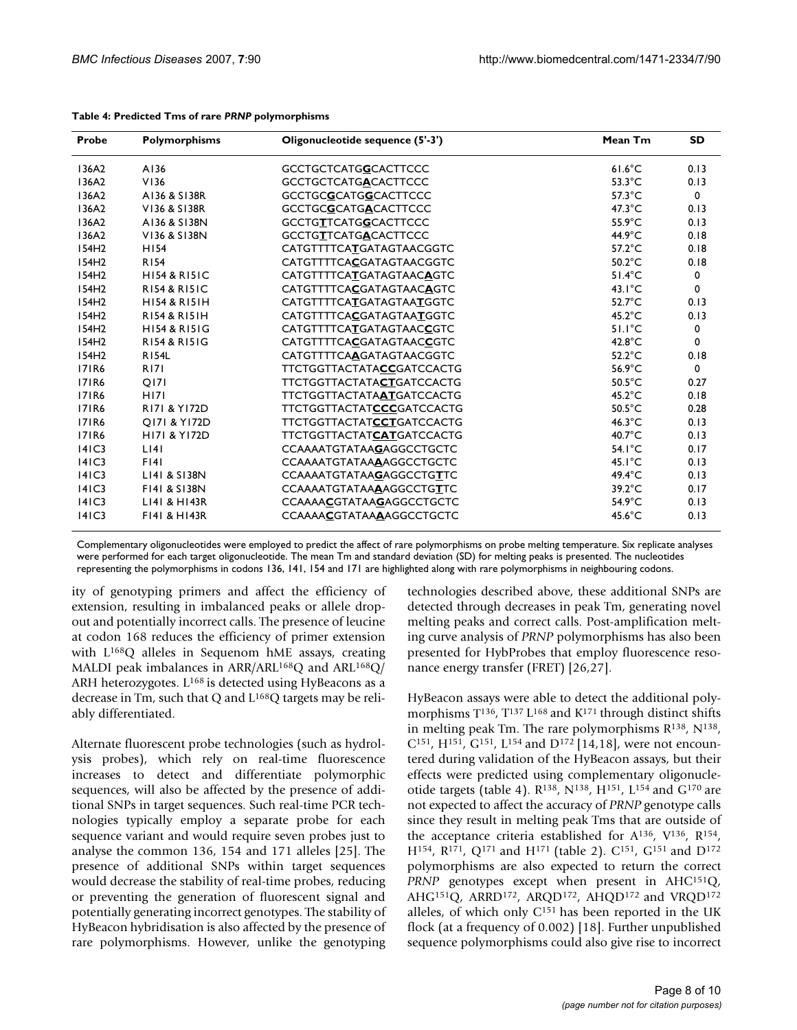**Table 4: Predicted Tms of rare *PRNP* polymorphisms**

| Probe | Polymorphisms | Oligonucleotide sequence (5'-3') | Mean Tm | SD |
|---|---|---|---|---|
| 136A2 | A136 | GCCTGCTCATG**G**CACTTCCC | 61.6°C | 0.13 |
| 136A2 | V136 | GCCTGCTCATG**A**CACTTCCC | 53.3°C | 0.13 |
| 136A2 | A136 & S138R | GCCTGC**G**CATG**G**CACTTCCC | 57.3°C | 0 |
| 136A2 | V136 & S138R | GCCTGC**G**CATG**A**CACTTCCC | 47.3°C | 0.13 |
| 136A2 | A136 & S138N | GCCTG**T**TCATG**G**CACTTCCC | 55.9°C | 0.13 |
| 136A2 | V136 & S138N | GCCTG**T**TCATG**A**CACTTCCC | 44.9°C | 0.18 |
| 154H2 | H154 | CATGTTTTCA**T**GATAGTAACGGTC | 57.2°C | 0.18 |
| 154H2 | R154 | CATGTTTTCA**C**GATAGTAACGGTC | 50.2°C | 0.18 |
| 154H2 | H154 & R151C | CATGTTTTCA**T**GATAGTAAC**A**GTC | 51.4°C | 0 |
| 154H2 | R154 & R151C | CATGTTTTCA**C**GATAGTAAC**A**GTC | 43.1°C | 0 |
| 154H2 | H154 & R151H | CATGTTTTCA**T**GATAGTAA**T**GGTC | 52.7°C | 0.13 |
| 154H2 | R154 & R151H | CATGTTTTCA**C**GATAGTAA**T**GGTC | 45.2°C | 0.13 |
| 154H2 | H154 & R151G | CATGTTTTCA**T**GATAGTAAC**C**GTC | 51.1°C | 0 |
| 154H2 | R154 & R151G | CATGTTTTCA**C**GATAGTAAC**C**GTC | 42.8°C | 0 |
| 154H2 | R154L | CATGTTTTCA**A**GATAGTAACGGTC | 52.2°C | 0.18 |
| 171R6 | R171 | TTCTGGTTACTATA**CC**GATCCACTG | 56.9°C | 0 |
| 171R6 | Q171 | TTCTGGTTACTATA**CT**GATCCACTG | 50.5°C | 0.27 |
| 171R6 | H171 | TTCTGGTTACTATA**AT**GATCCACTG | 45.2°C | 0.18 |
| 171R6 | R171 & Y172D | TTCTGGTTACTAT**CCC**GATCCACTG | 50.5°C | 0.28 |
| 171R6 | Q171 & Y172D | TTCTGGTTACTAT**CCT**GATCCACTG | 46.3°C | 0.13 |
| 171R6 | H171 & Y172D | TTCTGGTTACTAT**CAT**GATCCACTG | 40.7°C | 0.13 |
| 141C3 | L141 | CCAAAATGTATAA**G**AGGCCTGCTC | 54.1°C | 0.17 |
| 141C3 | F141 | CCAAAATGTATAA**A**AGGCCTGCTC | 45.1°C | 0.13 |
| 141C3 | L141 & S138N | CCAAAATGTATAA**G**AGGCCTG**T**TC | 49.4°C | 0.13 |
| 141C3 | F141 & S138N | CCAAAATGTATAA**A**AGGCCTG**T**TC | 39.2°C | 0.17 |
| 141C3 | L141 & H143R | CCAAAA**C**GTATAA**G**AGGCCTGCTC | 54.9°C | 0.13 |
| 141C3 | F141 & H143R | CCAAAA**C**GTATAA**A**AGGCCTGCTC | 45.6°C | 0.13 |

Complementary oligonucleotides were employed to predict the affect of rare polymorphisms on probe melting temperature. Six replicate analyses were performed for each target oligonucleotide. The mean Tm and standard deviation (SD) for melting peaks is presented. The nucleotides representing the polymorphisms in codons 136, 141, 154 and 171 are highlighted along with rare polymorphisms in neighbouring codons.

ity of genotyping primers and affect the efficiency of extension, resulting in imbalanced peaks or allele drop-out and potentially incorrect calls. The presence of leucine at codon 168 reduces the efficiency of primer extension with L[168]Q alleles in Sequenom hME assays, creating MALDI peak imbalances in ARR/ARL[168]Q and ARL[168]Q/ARH heterozygotes. L[168] is detected using HyBeacons as a decrease in Tm, such that Q and L[168]Q targets may be reliably differentiated.

Alternate fluorescent probe technologies (such as hydrolysis probes), which rely on real-time fluorescence increases to detect and differentiate polymorphic sequences, will also be affected by the presence of additional SNPs in target sequences. Such real-time PCR technologies typically employ a separate probe for each sequence variant and would require seven probes just to analyse the common 136, 154 and 171 alleles [25]. The presence of additional SNPs within target sequences would decrease the stability of real-time probes, reducing or preventing the generation of fluorescent signal and potentially generating incorrect genotypes. The stability of HyBeacon hybridisation is also affected by the presence of rare polymorphisms. However, unlike the genotyping technologies described above, these additional SNPs are detected through decreases in peak Tm, generating novel melting peaks and correct calls. Post-amplification melting curve analysis of *PRNP* polymorphisms has also been presented for HybProbes that employ fluorescence resonance energy transfer (FRET) [26,27].

HyBeacon assays were able to detect the additional polymorphisms T[136], T[137] L[168] and K[171] through distinct shifts in melting peak Tm. The rare polymorphisms R[138], N[138], C[151], H[151], G[151], L[154] and D[172] [14,18], were not encountered during validation of the HyBeacon assays, but their effects were predicted using complementary oligonucleotide targets (table 4). R[138], N[138], H[151], L[154] and G[170] are not expected to affect the accuracy of *PRNP* genotype calls since they result in melting peak Tms that are outside of the acceptance criteria established for A[136], V[136], R[154], H[154], R[171], Q[171] and H[171] (table 2). C[151], G[151] and D[172] polymorphisms are also expected to return the correct *PRNP* genotypes except when present in AHC[151]Q, AHG[151]Q, ARRD[172], ARQD[172], AHQD[172] and VRQD[172] alleles, of which only C[151] has been reported in the UK flock (at a frequency of 0.002) [18]. Further unpublished sequence polymorphisms could also give rise to incorrect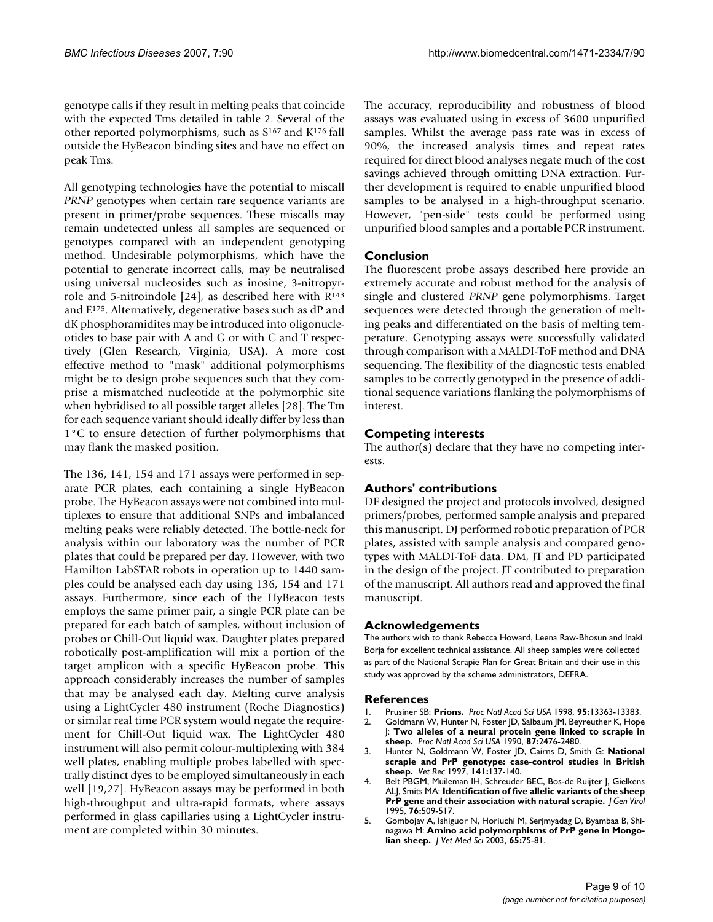genotype calls if they result in melting peaks that coincide with the expected Tms detailed in table 2. Several of the other reported polymorphisms, such as $S^{167}$ and $K^{176}$ fall outside the HyBeacon binding sites and have no effect on peak Tms.

All genotyping technologies have the potential to miscall *PRNP* genotypes when certain rare sequence variants are present in primer/probe sequences. These miscalls may remain undetected unless all samples are sequenced or genotypes compared with an independent genotyping method. Undesirable polymorphisms, which have the potential to generate incorrect calls, may be neutralised using universal nucleosides such as inosine, 3-nitropyrrole and 5-nitroindole [24], as described here with $R^{143}$ and $E^{175}$. Alternatively, degenerative bases such as dP and dK phosphoramidites may be introduced into oligonucleotides to base pair with A and G or with C and T respectively (Glen Research, Virginia, USA). A more cost effective method to "mask" additional polymorphisms might be to design probe sequences such that they comprise a mismatched nucleotide at the polymorphic site when hybridised to all possible target alleles [28]. The Tm for each sequence variant should ideally differ by less than 1°C to ensure detection of further polymorphisms that may flank the masked position.

The 136, 141, 154 and 171 assays were performed in separate PCR plates, each containing a single HyBeacon probe. The HyBeacon assays were not combined into multiplexes to ensure that additional SNPs and imbalanced melting peaks were reliably detected. The bottle-neck for analysis within our laboratory was the number of PCR plates that could be prepared per day. However, with two Hamilton LabSTAR robots in operation up to 1440 samples could be analysed each day using 136, 154 and 171 assays. Furthermore, since each of the HyBeacon tests employs the same primer pair, a single PCR plate can be prepared for each batch of samples, without inclusion of probes or Chill-Out liquid wax. Daughter plates prepared robotically post-amplification will mix a portion of the target amplicon with a specific HyBeacon probe. This approach considerably increases the number of samples that may be analysed each day. Melting curve analysis using a LightCycler 480 instrument (Roche Diagnostics) or similar real time PCR system would negate the requirement for Chill-Out liquid wax. The LightCycler 480 instrument will also permit colour-multiplexing with 384 well plates, enabling multiple probes labelled with spectrally distinct dyes to be employed simultaneously in each well [19,27]. HyBeacon assays may be performed in both high-throughput and ultra-rapid formats, where assays performed in glass capillaries using a LightCycler instrument are completed within 30 minutes.

The accuracy, reproducibility and robustness of blood assays was evaluated using in excess of 3600 unpurified samples. Whilst the average pass rate was in excess of 90%, the increased analysis times and repeat rates required for direct blood analyses negate much of the cost savings achieved through omitting DNA extraction. Further development is required to enable unpurified blood samples to be analysed in a high-throughput scenario. However, "pen-side" tests could be performed using unpurified blood samples and a portable PCR instrument.

## Conclusion

The fluorescent probe assays described here provide an extremely accurate and robust method for the analysis of single and clustered *PRNP* gene polymorphisms. Target sequences were detected through the generation of melting peaks and differentiated on the basis of melting temperature. Genotyping assays were successfully validated through comparison with a MALDI-ToF method and DNA sequencing. The flexibility of the diagnostic tests enabled samples to be correctly genotyped in the presence of additional sequence variations flanking the polymorphisms of interest.

## Competing interests

The author(s) declare that they have no competing interests.

## Authors' contributions

DF designed the project and protocols involved, designed primers/probes, performed sample analysis and prepared this manuscript. DJ performed robotic preparation of PCR plates, assisted with sample analysis and compared genotypes with MALDI-ToF data. DM, JT and PD participated in the design of the project. JT contributed to preparation of the manuscript. All authors read and approved the final manuscript.

## Acknowledgements

The authors wish to thank Rebecca Howard, Leena Raw-Bhosun and Inaki Borja for excellent technical assistance. All sheep samples were collected as part of the National Scrapie Plan for Great Britain and their use in this study was approved by the scheme administrators, DEFRA.

## References

1. Prusiner SB: **Prions.** *Proc Natl Acad Sci USA* 1998, **95:**13363-13383.
2. Goldmann W, Hunter N, Foster JD, Salbaum JM, Beyreuther K, Hope J: **Two alleles of a neural protein gene linked to scrapie in sheep.** *Proc Natl Acad Sci USA* 1990, **87:**2476-2480.
3. Hunter N, Goldmann W, Foster JD, Cairns D, Smith G: **National scrapie and PrP genotype: case-control studies in British sheep.** *Vet Rec* 1997, **141:**137-140.
4. Belt PBGM, Muileman IH, Schreuder BEC, Bos-de Ruijter J, Gielkens ALJ, Smits MA: **Identification of five allelic variants of the sheep PrP gene and their association with natural scrapie.** *J Gen Virol* 1995, **76:**509-517.
5. Gombojav A, Ishiguor N, Horiuchi M, Serjmyadag D, Byambaa B, Shinagawa M: **Amino acid polymorphisms of PrP gene in Mongolian sheep.** *J Vet Med Sci* 2003, **65:**75-81.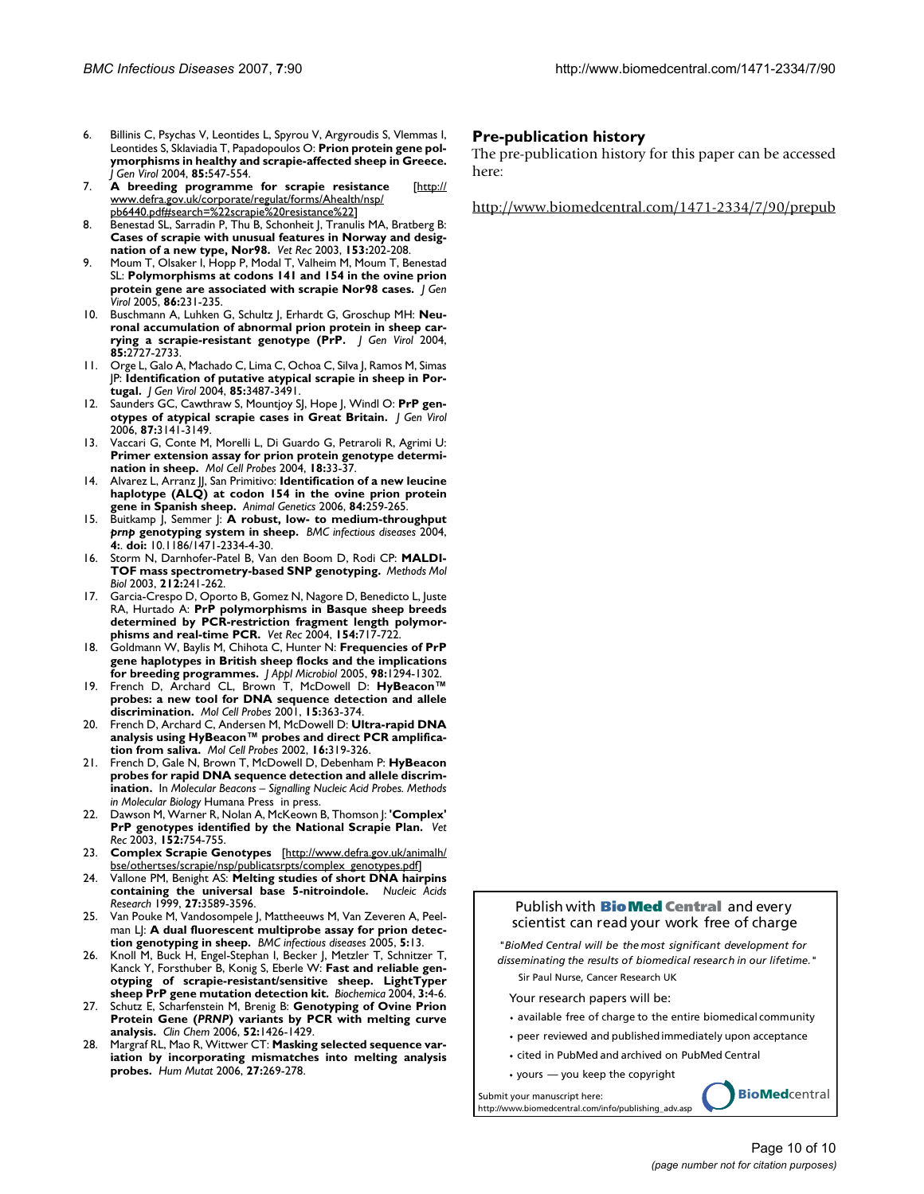6. Billinis C, Psychas V, Leontides L, Spyrou V, Argyroudis S, Vlemmas I, Leontides S, Sklaviadia T, Papadopoulos O: **Prion protein gene polymorphisms in healthy and scrapie-affected sheep in Greece.** *J Gen Virol* 2004, **85:**547-554.
7. **A breeding programme for scrapie resistance** [http://www.defra.gov.uk/corporate/regulat/forms/Ahealth/nsp/pb6440.pdf#search=%22scrapie%20resistance%22]
8. Benestad SL, Sarradin P, Thu B, Schonheit J, Tranulis MA, Bratberg B: **Cases of scrapie with unusual features in Norway and designation of a new type, Nor98.** *Vet Rec* 2003, **153:**202-208.
9. Moum T, Olsaker I, Hopp P, Modal T, Valheim M, Moum T, Benestad SL: **Polymorphisms at codons 141 and 154 in the ovine prion protein gene are associated with scrapie Nor98 cases.** *J Gen Virol* 2005, **86:**231-235.
10. Buschmann A, Luhken G, Schultz J, Erhardt G, Groschup MH: **Neuronal accumulation of abnormal prion protein in sheep carrying a scrapie-resistant genotype (PrP.** *J Gen Virol* 2004, **85:**2727-2733.
11. Orge L, Galo A, Machado C, Lima C, Ochoa C, Silva J, Ramos M, Simas JP: **Identification of putative atypical scrapie in sheep in Portugal.** *J Gen Virol* 2004, **85:**3487-3491.
12. Saunders GC, Cawthraw S, Mountjoy SJ, Hope J, Windl O: **PrP genotypes of atypical scrapie cases in Great Britain.** *J Gen Virol* 2006, **87:**3141-3149.
13. Vaccari G, Conte M, Morelli L, Di Guardo G, Petraroli R, Agrimi U: **Primer extension assay for prion protein genotype determination in sheep.** *Mol Cell Probes* 2004, **18:**33-37.
14. Alvarez L, Arranz JJ, San Primitivo: **Identification of a new leucine haplotype (ALQ) at codon 154 in the ovine prion protein gene in Spanish sheep.** *Animal Genetics* 2006, **84:**259-265.
15. Buitkamp J, Semmer J: **A robust, low- to medium-throughput *prnp* genotyping system in sheep.** *BMC infectious diseases* 2004, **4:**. **doi:** 10.1186/1471-2334-4-30.
16. Storm N, Darnhofer-Patel B, Van den Boom D, Rodi CP: **MALDI-TOF mass spectrometry-based SNP genotyping.** *Methods Mol Biol* 2003, **212:**241-262.
17. Garcia-Crespo D, Oporto B, Gomez N, Nagore D, Benedicto L, Juste RA, Hurtado A: **PrP polymorphisms in Basque sheep breeds determined by PCR-restriction fragment length polymorphisms and real-time PCR.** *Vet Rec* 2004, **154:**717-722.
18. Goldmann W, Baylis M, Chihota C, Hunter N: **Frequencies of PrP gene haplotypes in British sheep flocks and the implications for breeding programmes.** *J Appl Microbiol* 2005, **98:**1294-1302.
19. French D, Archard CL, Brown T, McDowell D: **HyBeacon™ probes: a new tool for DNA sequence detection and allele discrimination.** *Mol Cell Probes* 2001, **15:**363-374.
20. French D, Archard C, Andersen M, McDowell D: **Ultra-rapid DNA analysis using HyBeacon™ probes and direct PCR amplification from saliva.** *Mol Cell Probes* 2002, **16:**319-326.
21. French D, Gale N, Brown T, McDowell D, Debenham P: **HyBeacon probes for rapid DNA sequence detection and allele discrimination.** In *Molecular Beacons – Signalling Nucleic Acid Probes. Methods in Molecular Biology* Humana Press in press.
22. Dawson M, Warner R, Nolan A, McKeown B, Thomson J: **'Complex' PrP genotypes identified by the National Scrapie Plan.** *Vet Rec* 2003, **152:**754-755.
23. **Complex Scrapie Genotypes** [http://www.defra.gov.uk/animalh/bse/othertses/scrapie/nsp/publicatsrpts/complex_genotypes.pdf]
24. Vallone PM, Benight AS: **Melting studies of short DNA hairpins containing the universal base 5-nitroindole.** *Nucleic Acids Research* 1999, **27:**3589-3596.
25. Van Pouke M, Vandosompele J, Mattheeuws M, Van Zeveren A, Peelman LJ: **A dual fluorescent multiprobe assay for prion detection genotyping in sheep.** *BMC infectious diseases* 2005, **5:**13.
26. Knoll M, Buck H, Engel-Stephan I, Becker J, Metzler T, Schnitzer T, Kanck Y, Forsthuber B, Konig S, Eberle W: **Fast and reliable genotyping of scrapie-resistant/sensitive sheep. LightTyper sheep PrP gene mutation detection kit.** *Biochemica* 2004, **3:**4-6.
27. Schutz E, Scharfenstein M, Brenig B: **Genotyping of Ovine Prion Protein Gene (*PRNP*) variants by PCR with melting curve analysis.** *Clin Chem* 2006, **52:**1426-1429.
28. Margraf RL, Mao R, Wittwer CT: **Masking selected sequence variation by incorporating mismatches into melting analysis probes.** *Hum Mutat* 2006, **27:**269-278.

## Pre-publication history

The pre-publication history for this paper can be accessed here:

http://www.biomedcentral.com/1471-2334/7/90/prepub

Publish with **BioMed Central** and every scientist can read your work free of charge

*"BioMed Central will be the most significant development for disseminating the results of biomedical research in our lifetime."*

Sir Paul Nurse, Cancer Research UK

Your research papers will be:

- available free of charge to the entire biomedical community
- peer reviewed and published immediately upon acceptance
- cited in PubMed and archived on PubMed Central
- yours — you keep the copyright

Submit your manuscript here:
http://www.biomedcentral.com/info/publishing_adv.asp

BioMedcentral